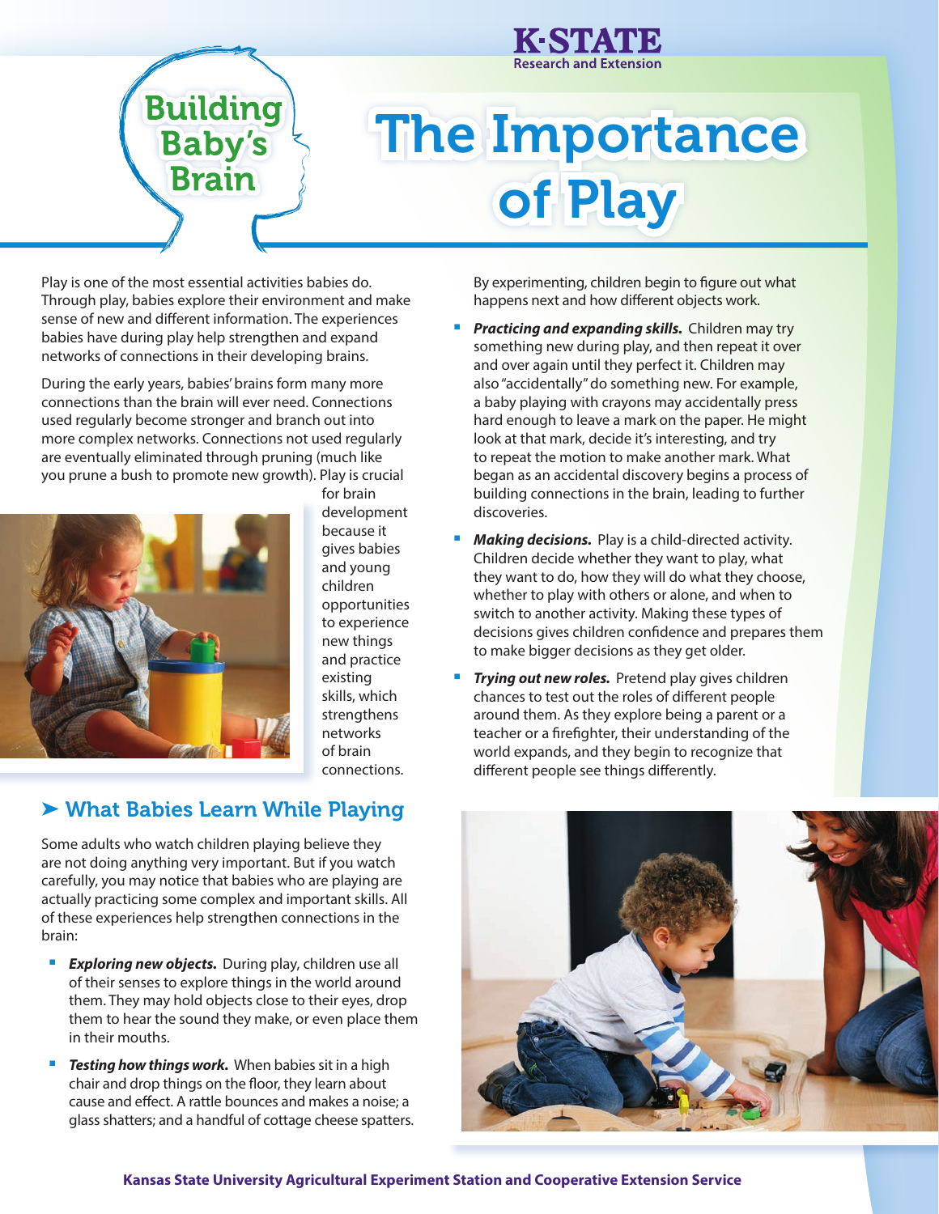K-STATE Research and Extension

Building Baby's Brain

# The Importance of Play

Play is one of the most essential activities babies do. Through play, babies explore their environment and make sense of new and different information. The experiences babies have during play help strengthen and expand networks of connections in their developing brains.

During the early years, babies' brains form many more connections than the brain will ever need. Connections used regularly become stronger and branch out into more complex networks. Connections not used regularly are eventually eliminated through pruning (much like you prune a bush to promote new growth). Play is crucial for brain development because it gives babies and young children opportunities to experience new things and practice existing skills, which strengthens networks of brain connections.

## ➤ What Babies Learn While Playing

Some adults who watch children playing believe they are not doing anything very important. But if you watch carefully, you may notice that babies who are playing are actually practicing some complex and important skills. All of these experiences help strengthen connections in the brain:

- ***Exploring new objects.*** During play, children use all of their senses to explore things in the world around them. They may hold objects close to their eyes, drop them to hear the sound they make, or even place them in their mouths.
- ***Testing how things work.*** When babies sit in a high chair and drop things on the floor, they learn about cause and effect. A rattle bounces and makes a noise; a glass shatters; and a handful of cottage cheese spatters. By experimenting, children begin to figure out what happens next and how different objects work.
- ***Practicing and expanding skills.*** Children may try something new during play, and then repeat it over and over again until they perfect it. Children may also "accidentally" do something new. For example, a baby playing with crayons may accidentally press hard enough to leave a mark on the paper. He might look at that mark, decide it's interesting, and try to repeat the motion to make another mark. What began as an accidental discovery begins a process of building connections in the brain, leading to further discoveries.
- ***Making decisions.*** Play is a child-directed activity. Children decide whether they want to play, what they want to do, how they will do what they choose, whether to play with others or alone, and when to switch to another activity. Making these types of decisions gives children confidence and prepares them to make bigger decisions as they get older.
- ***Trying out new roles.*** Pretend play gives children chances to test out the roles of different people around them. As they explore being a parent or a teacher or a firefighter, their understanding of the world expands, and they begin to recognize that different people see things differently.

Kansas State University Agricultural Experiment Station and Cooperative Extension Service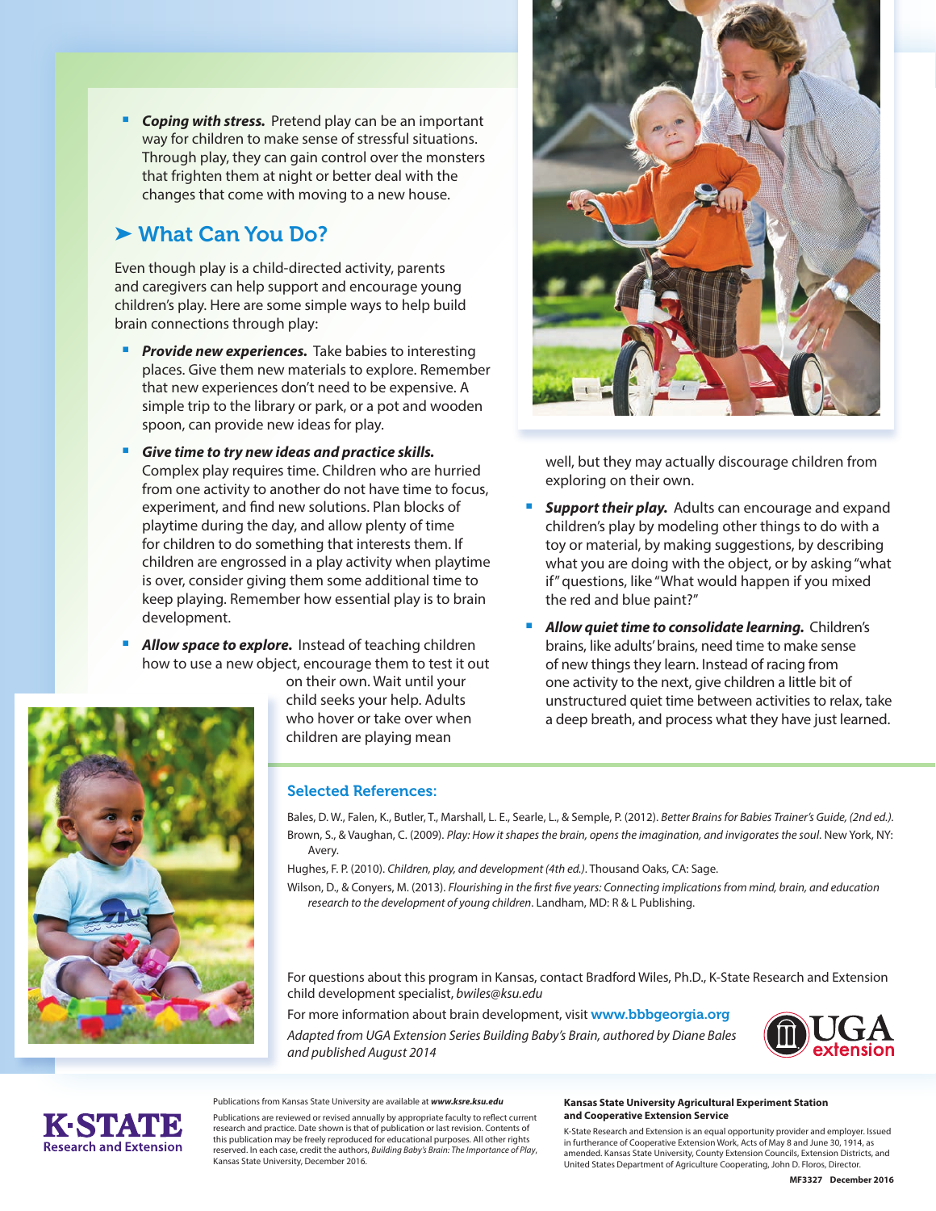- ***Coping with stress.*** Pretend play can be an important way for children to make sense of stressful situations. Through play, they can gain control over the monsters that frighten them at night or better deal with the changes that come with moving to a new house.

## ➤ What Can You Do?

Even though play is a child-directed activity, parents and caregivers can help support and encourage young children's play. Here are some simple ways to help build brain connections through play:

- ***Provide new experiences.*** Take babies to interesting places. Give them new materials to explore. Remember that new experiences don't need to be expensive. A simple trip to the library or park, or a pot and wooden spoon, can provide new ideas for play.
- ***Give time to try new ideas and practice skills.*** Complex play requires time. Children who are hurried from one activity to another do not have time to focus, experiment, and find new solutions. Plan blocks of playtime during the day, and allow plenty of time for children to do something that interests them. If children are engrossed in a play activity when playtime is over, consider giving them some additional time to keep playing. Remember how essential play is to brain development.
- ***Allow space to explore.*** Instead of teaching children how to use a new object, encourage them to test it out on their own. Wait until your child seeks your help. Adults who hover or take over when children are playing mean well, but they may actually discourage children from exploring on their own.
- ***Support their play.*** Adults can encourage and expand children's play by modeling other things to do with a toy or material, by making suggestions, by describing what you are doing with the object, or by asking "what if" questions, like "What would happen if you mixed the red and blue paint?"
- ***Allow quiet time to consolidate learning.*** Children's brains, like adults' brains, need time to make sense of new things they learn. Instead of racing from one activity to the next, give children a little bit of unstructured quiet time between activities to relax, take a deep breath, and process what they have just learned.

### Selected References:

Bales, D. W., Falen, K., Butler, T., Marshall, L. E., Searle, L., & Semple, P. (2012). *Better Brains for Babies Trainer's Guide, (2nd ed.)*.

Brown, S., & Vaughan, C. (2009). *Play: How it shapes the brain, opens the imagination, and invigorates the soul*. New York, NY: Avery.

Hughes, F. P. (2010). *Children, play, and development (4th ed.)*. Thousand Oaks, CA: Sage.

Wilson, D., & Conyers, M. (2013). *Flourishing in the first five years: Connecting implications from mind, brain, and education research to the development of young children*. Landham, MD: R & L Publishing.

For questions about this program in Kansas, contact Bradford Wiles, Ph.D., K-State Research and Extension child development specialist, *bwiles@ksu.edu*

For more information about brain development, visit **www.bbbgeorgia.org**

*Adapted from UGA Extension Series Building Baby's Brain, authored by Diane Bales and published August 2014*

UGA extension

K·STATE Research and Extension

Publications from Kansas State University are available at ***www.ksre.ksu.edu***

Publications are reviewed or revised annually by appropriate faculty to reflect current research and practice. Date shown is that of publication or last revision. Contents of this publication may be freely reproduced for educational purposes. All other rights reserved. In each case, credit the authors, *Building Baby's Brain: The Importance of Play*, Kansas State University, December 2016.

**Kansas State University Agricultural Experiment Station and Cooperative Extension Service**

K-State Research and Extension is an equal opportunity provider and employer. Issued in furtherance of Cooperative Extension Work, Acts of May 8 and June 30, 1914, as amended. Kansas State University, County Extension Councils, Extension Districts, and United States Department of Agriculture Cooperating, John D. Floros, Director.

**MF3327 December 2016**